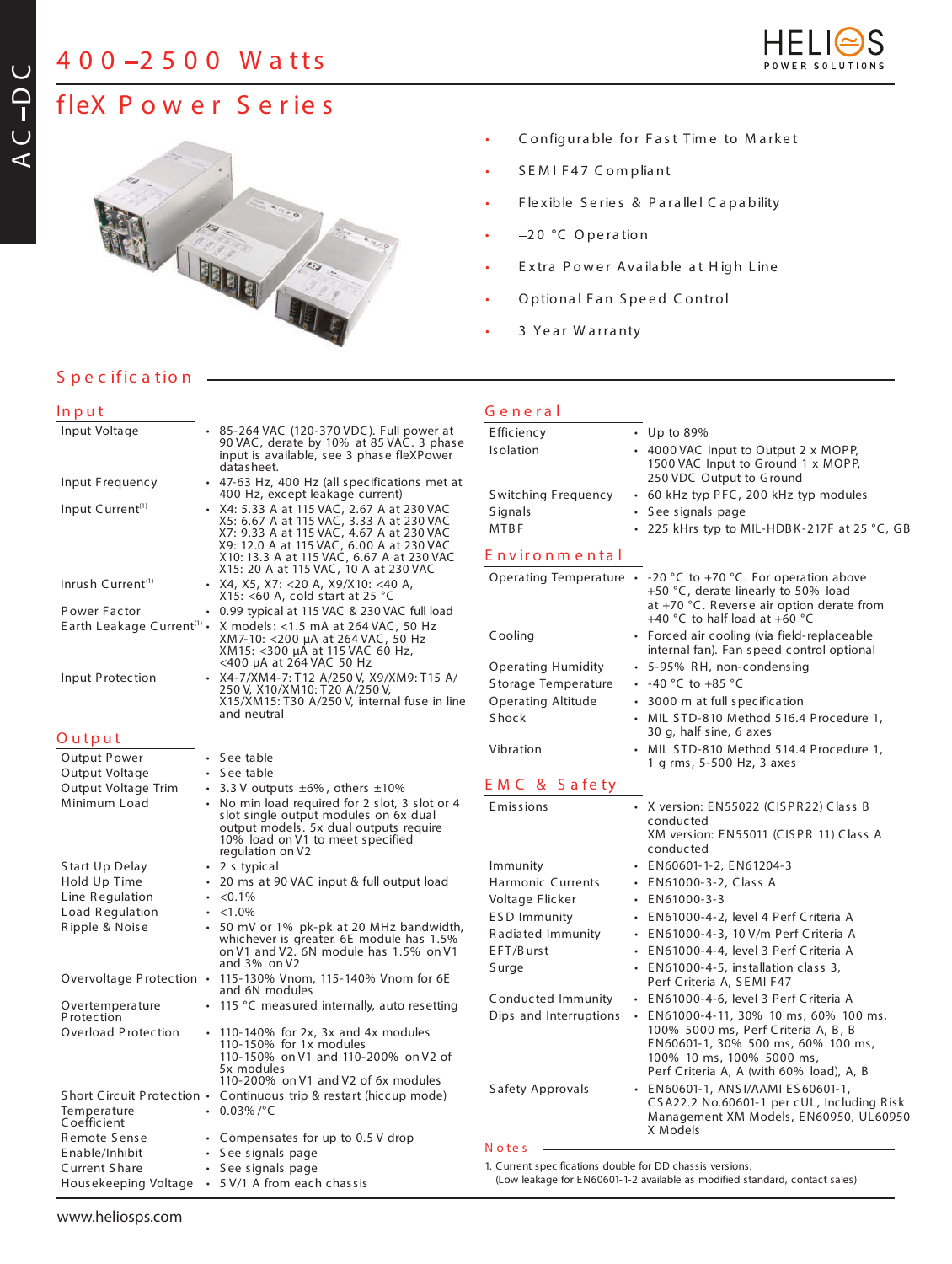# 400–2500 Watts

## fleX Power Series

- Configurable for Fast Time to Market
- SEMI F47 Compliant
- Flexible Series & Parallel Capability
- –20 °C Operation
- Extra Power Available at High Line
- Optional Fan Speed Control
- 3 Year Warranty

## Specification

### Input

| | |
|---|---|
| Input Voltage | 85-264 VAC (120-370 VDC). Full power at 90 VAC, derate by 10% at 85 VAC. 3 phase input is available, see 3 phase flexPower datasheet. |
| Input Frequency | 47-63 Hz, 400 Hz (all specifications met at 400 Hz, except leakage current) |
| Input Current[1] | X4: 5.33 A at 115 VAC, 2.67 A at 230 VAC<br>X5: 6.67 A at 115 VAC, 3.33 A at 230 VAC<br>X7: 9.33 A at 115 VAC, 4.67 A at 230 VAC<br>X9: 12.0 A at 115 VAC, 6.00 A at 230 VAC<br>X10: 13.3 A at 115 VAC, 6.67 A at 230 VAC<br>X15: 20 A at 115 VAC, 10 A at 230 VAC |
| Inrush Current[1] | X4, X5, X7: <20 A, X9/X10: <40 A, X15: <60 A, cold start at 25 °C |
| Power Factor | 0.99 typical at 115 VAC & 230 VAC full load |
| Earth Leakage Current[1] | X models: <1.5 mA at 264 VAC, 50 Hz<br>XM7-10: <200 µA at 264 VAC, 50 Hz<br>XM15: <300 µA at 115 VAC 60 Hz, <400 µA at 264 VAC 50 Hz |
| Input Protection | X4-7/XM4-7: T12 A/250 V, X9/XM9: T15 A/250 V, X10/XM10: T20 A/250 V, X15/XM15: T30 A/250 V, internal fuse in line and neutral |

### Output

| | |
|---|---|
| Output Power | See table |
| Output Voltage | See table |
| Output Voltage Trim | 3.3 V outputs ±6%, others ±10% |
| Minimum Load | No min load required for 2 slot, 3 slot or 4 slot single output modules on 6x dual output models. 5x dual outputs require 10% load on V1 to meet specified regulation on V2 |
| Start Up Delay | 2 s typical |
| Hold Up Time | 20 ms at 90 VAC input & full output load |
| Line Regulation | <0.1% |
| Load Regulation | <1.0% |
| Ripple & Noise | 50 mV or 1% pk-pk at 20 MHz bandwidth, whichever is greater. 6E module has 1.5% on V1 and V2. 6N module has 1.5% on V1 and 3% on V2 |
| Overvoltage Protection | 115-130% Vnom, 115-140% Vnom for 6E and 6N modules |
| Overtemperature Protection | 115 °C measured internally, auto resetting |
| Overload Protection | 110-140% for 2x, 3x and 4x modules<br>110-150% for 1x modules<br>110-150% on V1 and 110-200% on V2 of 5x modules<br>110-200% on V1 and V2 of 6x modules |
| Short Circuit Protection | Continuous trip & restart (hiccup mode) |
| Temperature Coefficient | 0.03%/°C |
| Remote Sense | Compensates for up to 0.5 V drop |
| Enable/Inhibit | See signals page |
| Current Share | See signals page |
| Housekeeping Voltage | 5 V/1 A from each chassis |

### General

| | |
|---|---|
| Efficiency | Up to 89% |
| Isolation | 4000 VAC Input to Output 2 x MOPP, 1500 VAC Input to Ground 1 x MOPP, 250 VDC Output to Ground |
| Switching Frequency | 60 kHz typ PFC, 200 kHz typ modules |
| Signals | See signals page |
| MTBF | 225 kHrs typ to MIL-HDBK-217F at 25 °C, GB |

### Environmental

| | |
|---|---|
| Operating Temperature | -20 °C to +70 °C. For operation above +50 °C, derate linearly to 50% load at +70 °C. Reverse air option derate from +40 °C to half load at +60 °C |
| Cooling | Forced air cooling (via field-replaceable internal fan). Fan speed control optional |
| Operating Humidity | 5-95% RH, non-condensing |
| Storage Temperature | -40 °C to +85 °C |
| Operating Altitude | 3000 m at full specification |
| Shock | MIL STD-810 Method 516.4 Procedure 1, 30 g, half sine, 6 axes |
| Vibration | MIL STD-810 Method 514.4 Procedure 1, 1 g rms, 5-500 Hz, 3 axes |

### EMC & Safety

| | |
|---|---|
| Emissions | X version: EN55022 (CISPR22) Class B conducted<br>XM version: EN55011 (CISPR 11) Class A conducted |
| Immunity | EN60601-1-2, EN61204-3 |
| Harmonic Currents | EN61000-3-2, Class A |
| Voltage Flicker | EN61000-3-3 |
| ESD Immunity | EN61000-4-2, level 4 Perf Criteria A |
| Radiated Immunity | EN61000-4-3, 10 V/m Perf Criteria A |
| EFT/Burst | EN61000-4-4, level 3 Perf Criteria A |
| Surge | EN61000-4-5, installation class 3, Perf Criteria A, SEMI F47 |
| Conducted Immunity | EN61000-4-6, level 3 Perf Criteria A |
| Dips and Interruptions | EN61000-4-11, 30% 10 ms, 60% 100 ms, 100% 5000 ms, Perf Criteria A, B, B<br>EN60601-1, 30% 500 ms, 60% 100 ms, 100% 10 ms, 100% 5000 ms, Perf Criteria A, A (with 60% load), A, B |
| Safety Approvals | EN60601-1, ANSI/AAMI ES60601-1, CSA22.2 No.60601-1 per cUL, Including Risk Management XM Models, EN60950, UL60950 X Models |

### Notes

1. Current specifications double for DD chassis versions.
(Low leakage for EN60601-1-2 available as modified standard, contact sales)

www.heliosps.com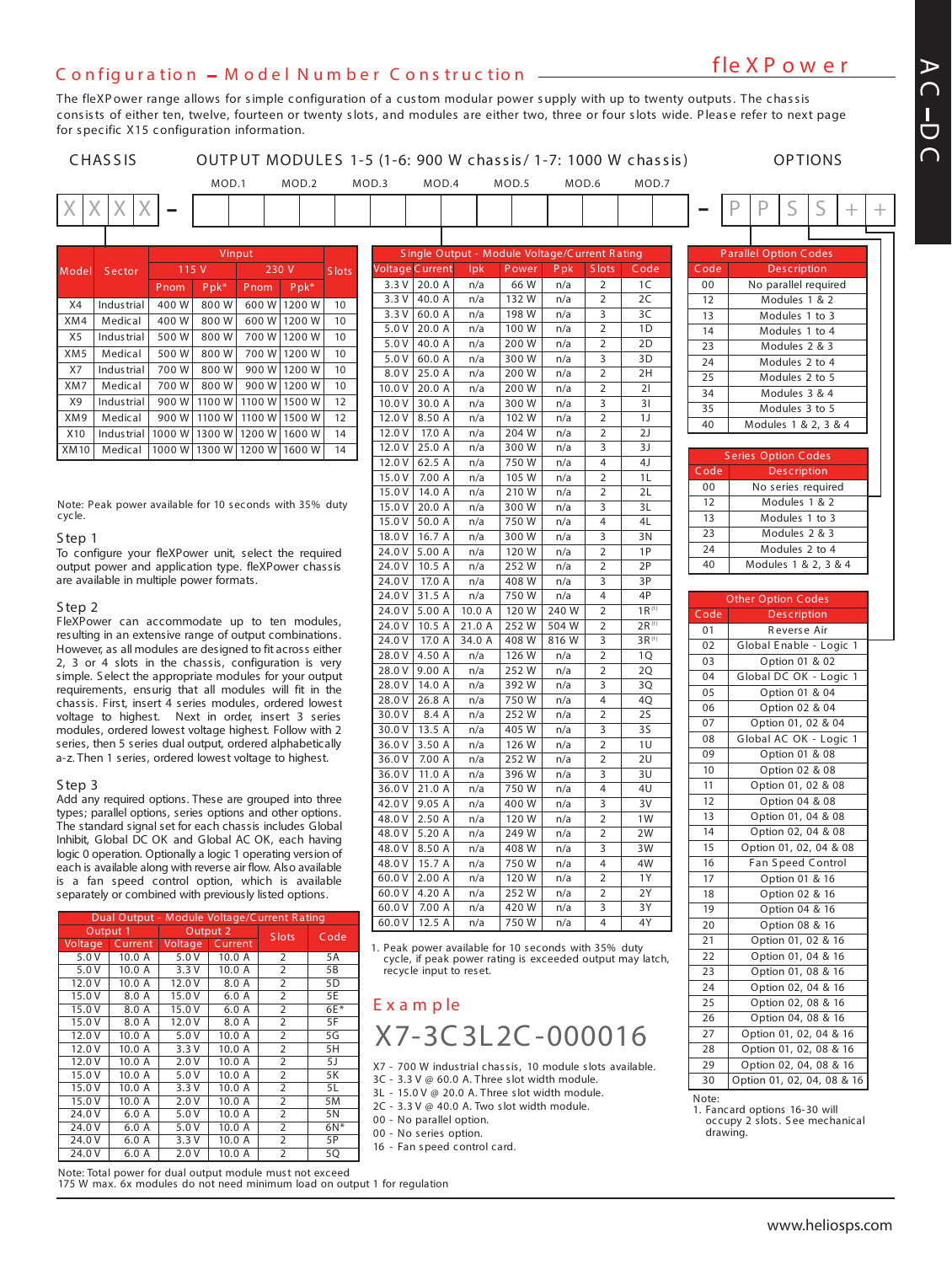## Configuration – Model Number Construction

The fleXPower range allows for simple configuration of a custom modular power supply with up to twenty outputs. The chassis consists of either ten, twelve, fourteen or twenty slots, and modules are either two, three or four slots wide. Please refer to next page for specific X15 configuration information.

CHASSIS — OUTPUT MODULES 1-5 (1-6: 900 W chassis/ 1-7: 1000 W chassis) — OPTIONS

| CHASSIS | | MOD.1 | MOD.2 | MOD.3 | MOD.4 | MOD.5 | MOD.6 | MOD.7 | | OPTIONS |
|---|---|---|---|---|---|---|---|---|---|---|
| X X X X | – | | | | | | | | – | P P S S + + |

| Model | Sector | Vinput 115 V Pnom | Ppk* | Vinput 230 V Pnom | Ppk* | Slots |
|---|---|---|---|---|---|---|
| X4 | Industrial | 400 W | 800 W | 600 W | 1200 W | 10 |
| XM4 | Medical | 400 W | 800 W | 600 W | 1200 W | 10 |
| X5 | Industrial | 500 W | 800 W | 700 W | 1200 W | 10 |
| XM5 | Medical | 500 W | 800 W | 700 W | 1200 W | 10 |
| X7 | Industrial | 700 W | 800 W | 900 W | 1200 W | 10 |
| XM7 | Medical | 700 W | 800 W | 900 W | 1200 W | 10 |
| X9 | Industrial | 900 W | 1100 W | 1100 W | 1500 W | 12 |
| XM9 | Medical | 900 W | 1100 W | 1100 W | 1500 W | 12 |
| X10 | Industrial | 1000 W | 1300 W | 1200 W | 1600 W | 14 |
| XM10 | Medical | 1000 W | 1300 W | 1200 W | 1600 W | 14 |

Note: Peak power available for 10 seconds with 35% duty cycle.

### Step 1

To configure your fleXPower unit, select the required output power and application type. fleXPower chassis are available in multiple power formats.

### Step 2

FleXPower can accommodate up to ten modules, resulting in an extensive range of output combinations. However, as all modules are designed to fit across either 2, 3 or 4 slots in the chassis, configuration is very simple. Select the appropriate modules for your output requirements, ensurig that all modules will fit in the chassis. First, insert 4 series modules, ordered lowest voltage to highest. Next in order, insert 3 series modules, ordered lowest voltage highest. Follow with 2 series, then 5 series dual output, ordered alphabetically a-z. Then 1 series, ordered lowest voltage to highest.

### Step 3

Add any required options. These are grouped into three types; parallel options, series options and other options. The standard signal set for each chassis includes Global Inhibit, Global DC OK and Global AC OK, each having logic 0 operation. Optionally a logic 1 operating version of each is available along with reverse air flow. Also available is a fan speed control option, which is available separately or combined with previously listed options.

**Dual Output - Module Voltage/Current Rating**

| Output 1 Voltage | Output 1 Current | Output 2 Voltage | Output 2 Current | Slots | Code |
|---|---|---|---|---|---|
| 5.0 V | 10.0 A | 5.0 V | 10.0 A | 2 | 5A |
| 5.0 V | 10.0 A | 3.3 V | 10.0 A | 2 | 5B |
| 12.0 V | 10.0 A | 12.0 V | 8.0 A | 2 | 5D |
| 15.0 V | 8.0 A | 15.0 V | 6.0 A | 2 | 5E |
| 15.0 V | 8.0 A | 15.0 V | 6.0 A | 2 | 6E* |
| 15.0 V | 8.0 A | 12.0 V | 8.0 A | 2 | 5F |
| 12.0 V | 10.0 A | 5.0 V | 10.0 A | 2 | 5G |
| 12.0 V | 10.0 A | 3.3 V | 10.0 A | 2 | 5H |
| 12.0 V | 10.0 A | 2.0 V | 10.0 A | 2 | 5J |
| 15.0 V | 10.0 A | 5.0 V | 10.0 A | 2 | 5K |
| 15.0 V | 10.0 A | 3.3 V | 10.0 A | 2 | 5L |
| 15.0 V | 10.0 A | 2.0 V | 10.0 A | 2 | 5M |
| 24.0 V | 6.0 A | 5.0 V | 10.0 A | 2 | 5N |
| 24.0 V | 6.0 A | 5.0 V | 10.0 A | 2 | 6N* |
| 24.0 V | 6.0 A | 3.3 V | 10.0 A | 2 | 5P |
| 24.0 V | 6.0 A | 2.0 V | 10.0 A | 2 | 5Q |

Note: Total power for dual output module must not exceed 175 W max. 6x modules do not need minimum load on output 1 for regulation

**Single Output - Module Voltage/Current Rating**

| Voltage | Current | Ipk | Power | Ppk | Slots | Code |
|---|---|---|---|---|---|---|
| 3.3 V | 20.0 A | n/a | 66 W | n/a | 2 | 1C |
| 3.3 V | 40.0 A | n/a | 132 W | n/a | 2 | 2C |
| 3.3 V | 60.0 A | n/a | 198 W | n/a | 3 | 3C |
| 5.0 V | 20.0 A | n/a | 100 W | n/a | 2 | 1D |
| 5.0 V | 40.0 A | n/a | 200 W | n/a | 2 | 2D |
| 5.0 V | 60.0 A | n/a | 300 W | n/a | 3 | 3D |
| 8.0 V | 25.0 A | n/a | 200 W | n/a | 2 | 2H |
| 10.0 V | 20.0 A | n/a | 200 W | n/a | 2 | 2I |
| 10.0 V | 30.0 A | n/a | 300 W | n/a | 3 | 3I |
| 12.0 V | 8.50 A | n/a | 102 W | n/a | 2 | 1J |
| 12.0 V | 17.0 A | n/a | 204 W | n/a | 2 | 2J |
| 12.0 V | 25.0 A | n/a | 300 W | n/a | 3 | 3J |
| 12.0 V | 62.5 A | n/a | 750 W | n/a | 4 | 4J |
| 15.0 V | 7.00 A | n/a | 105 W | n/a | 2 | 1L |
| 15.0 V | 14.0 A | n/a | 210 W | n/a | 2 | 2L |
| 15.0 V | 20.0 A | n/a | 300 W | n/a | 3 | 3L |
| 15.0 V | 50.0 A | n/a | 750 W | n/a | 4 | 4L |
| 18.0 V | 16.7 A | n/a | 300 W | n/a | 3 | 3N |
| 24.0 V | 5.00 A | n/a | 120 W | n/a | 2 | 1P |
| 24.0 V | 10.5 A | n/a | 252 W | n/a | 2 | 2P |
| 24.0 V | 17.0 A | n/a | 408 W | n/a | 3 | 3P |
| 24.0 V | 31.5 A | n/a | 750 W | n/a | 4 | 4P |
| 24.0 V | 5.00 A | 10.0 A | 120 W | 240 W | 2 | 1R[1] |
| 24.0 V | 10.5 A | 21.0 A | 252 W | 504 W | 2 | 2R[1] |
| 24.0 V | 17.0 A | 34.0 A | 408 W | 816 W | 3 | 3R[1] |
| 28.0 V | 4.50 A | n/a | 126 W | n/a | 2 | 1Q |
| 28.0 V | 9.00 A | n/a | 252 W | n/a | 2 | 2Q |
| 28.0 V | 14.0 A | n/a | 392 W | n/a | 3 | 3Q |
| 28.0 V | 26.8 A | n/a | 750 W | n/a | 4 | 4Q |
| 30.0 V | 8.4 A | n/a | 252 W | n/a | 2 | 2S |
| 30.0 V | 13.5 A | n/a | 405 W | n/a | 3 | 3S |
| 36.0 V | 3.50 A | n/a | 126 W | n/a | 2 | 1U |
| 36.0 V | 7.00 A | n/a | 252 W | n/a | 2 | 2U |
| 36.0 V | 11.0 A | n/a | 396 W | n/a | 3 | 3U |
| 36.0 V | 21.0 A | n/a | 750 W | n/a | 4 | 4U |
| 42.0 V | 9.05 A | n/a | 400 W | n/a | 3 | 3V |
| 48.0 V | 2.50 A | n/a | 120 W | n/a | 2 | 1W |
| 48.0 V | 5.20 A | n/a | 249 W | n/a | 2 | 2W |
| 48.0 V | 8.50 A | n/a | 408 W | n/a | 3 | 3W |
| 48.0 V | 15.7 A | n/a | 750 W | n/a | 4 | 4W |
| 60.0 V | 2.00 A | n/a | 120 W | n/a | 2 | 1Y |
| 60.0 V | 4.20 A | n/a | 252 W | n/a | 2 | 2Y |
| 60.0 V | 7.00 A | n/a | 420 W | n/a | 3 | 3Y |
| 60.0 V | 12.5 A | n/a | 750 W | n/a | 4 | 4Y |

1. Peak power available for 10 seconds with 35% duty cycle, if peak power rating is exceeded output may latch, recycle input to reset.

## Example

**X7-3C3L2C-000016**

X7 - 700 W industrial chassis, 10 module slots available.
3C - 3.3 V @ 60.0 A. Three slot width module.
3L - 15.0 V @ 20.0 A. Three slot width module.
2C - 3.3 V @ 40.0 A. Two slot width module.
00 - No parallel option.
00 - No series option.
16 - Fan speed control card.

**Parallel Option Codes**

| Code | Description |
|---|---|
| 00 | No parallel required |
| 12 | Modules 1 & 2 |
| 13 | Modules 1 to 3 |
| 14 | Modules 1 to 4 |
| 23 | Modules 2 & 3 |
| 24 | Modules 2 to 4 |
| 25 | Modules 2 to 5 |
| 34 | Modules 3 & 4 |
| 35 | Modules 3 to 5 |
| 40 | Modules 1 & 2, 3 & 4 |

**Series Option Codes**

| Code | Description |
|---|---|
| 00 | No series required |
| 12 | Modules 1 & 2 |
| 13 | Modules 1 to 3 |
| 23 | Modules 2 & 3 |
| 24 | Modules 2 to 4 |
| 40 | Modules 1 & 2, 3 & 4 |

**Other Option Codes**

| Code | Description |
|---|---|
| 01 | Reverse Air |
| 02 | Global Enable - Logic 1 |
| 03 | Option 01 & 02 |
| 04 | Global DC OK - Logic 1 |
| 05 | Option 01 & 04 |
| 06 | Option 02 & 04 |
| 07 | Option 01, 02 & 04 |
| 08 | Global AC OK - Logic 1 |
| 09 | Option 01 & 08 |
| 10 | Option 02 & 08 |
| 11 | Option 01, 02 & 08 |
| 12 | Option 04 & 08 |
| 13 | Option 01, 04 & 08 |
| 14 | Option 02, 04 & 08 |
| 15 | Option 01, 02, 04 & 08 |
| 16 | Fan Speed Control |
| 17 | Option 01 & 16 |
| 18 | Option 02 & 16 |
| 19 | Option 04 & 16 |
| 20 | Option 08 & 16 |
| 21 | Option 01, 02 & 16 |
| 22 | Option 01, 04 & 16 |
| 23 | Option 01, 08 & 16 |
| 24 | Option 02, 04 & 16 |
| 25 | Option 02, 08 & 16 |
| 26 | Option 04, 08 & 16 |
| 27 | Option 01, 02, 04 & 16 |
| 28 | Option 01, 02, 08 & 16 |
| 29 | Option 02, 04, 08 & 16 |
| 30 | Option 01, 02, 04, 08 & 16 |

Note:
1. Fancard options 16-30 will occupy 2 slots. See mechanical drawing.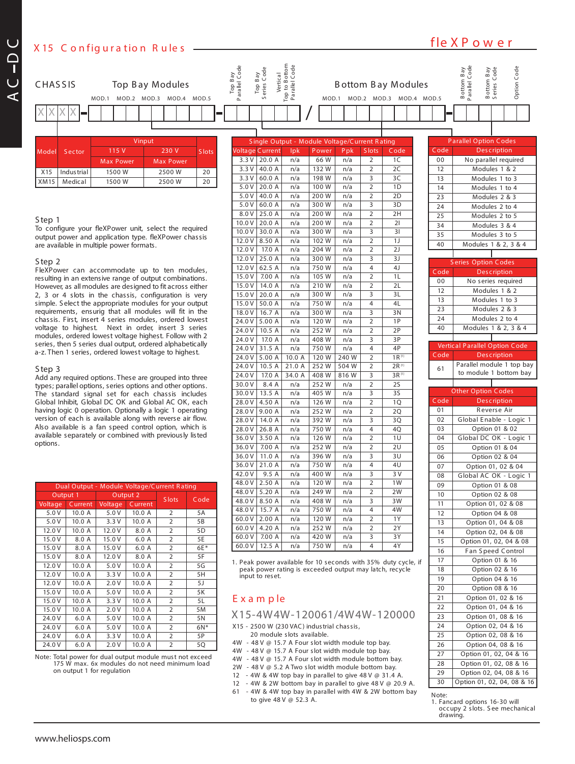# X15 Configuration Rules

flexPower

**CHASSIS** | **Top Bay Modules** (MOD.1, MOD.2, MOD.3, MOD.4, MOD.5) | Top Bay Parallel Code | Top Bay Series Code | Vertical Top to Bottom Parallel Code / **Bottom Bay Modules** (MOD.1, MOD.2, MOD.3, MOD.4, MOD.5) | Bottom Bay Parallel Code | Bottom Bay Series Code | Option Code

XXXX - [ ][ ][ ][ ][ ][ ][ ][ ][ ][ ] - [ ][ ][ ][ ][ ][ ] / [ ][ ][ ][ ][ ][ ][ ][ ][ ][ ] - [ ][ ][ ][ ][ ][ ]

| Model | Sector | Vinput 115 V Max Power | Vinput 230 V Max Power | Slots |
|---|---|---|---|---|
| X15 | Industrial | 1500 W | 2500 W | 20 |
| XM15 | Medical | 1500 W | 2500 W | 20 |

## Step 1

To configure your flexPower unit, select the required output power and application type. flexPower chassis are available in multiple power formats.

## Step 2

FlexPower can accommodate up to ten modules, resulting in an extensive range of output combinations. However, as all modules are designed to fit across either 2, 3 or 4 slots in the chassis, configuration is very simple. Select the appropriate modules for your output requirements, ensurig that all modules will fit in the chassis. First, insert 4 series modules, ordered lowest voltage to highest. Next in order, insert 3 series modules, ordered lowest voltage highest. Follow with 2 series, then 5 series dual output, ordered alphabetically a-z. Then 1 series, ordered lowest voltage to highest.

## Step 3

Add any required options. These are grouped into three types; parallel options, series options and other options. The standard signal set for each chassis includes Global Inhibit, Global DC OK and Global AC OK, each having logic 0 operation. Optionally a logic 1 operating version of each is available along with reverse air flow. Also available is a fan speed control option, which is available separately or combined with previously listed options.

**Dual Output - Module Voltage/Current Rating**

| Output 1 Voltage | Output 1 Current | Output 2 Voltage | Output 2 Current | Slots | Code |
|---|---|---|---|---|---|
| 5.0 V | 10.0 A | 5.0 V | 10.0 A | 2 | 5A |
| 5.0 V | 10.0 A | 3.3 V | 10.0 A | 2 | 5B |
| 12.0 V | 10.0 A | 12.0 V | 8.0 A | 2 | 5D |
| 15.0 V | 8.0 A | 15.0 V | 6.0 A | 2 | 5E |
| 15.0 V | 8.0 A | 15.0 V | 6.0 A | 2 | 6E* |
| 15.0 V | 8.0 A | 12.0 V | 8.0 A | 2 | 5F |
| 12.0 V | 10.0 A | 5.0 V | 10.0 A | 2 | 5G |
| 12.0 V | 10.0 A | 3.3 V | 10.0 A | 2 | 5H |
| 12.0 V | 10.0 A | 2.0 V | 10.0 A | 2 | 5J |
| 15.0 V | 10.0 A | 5.0 V | 10.0 A | 2 | 5K |
| 15.0 V | 10.0 A | 3.3 V | 10.0 A | 2 | 5L |
| 15.0 V | 10.0 A | 2.0 V | 10.0 A | 2 | 5M |
| 24.0 V | 6.0 A | 5.0 V | 10.0 A | 2 | 5N |
| 24.0 V | 6.0 A | 5.0 V | 10.0 A | 2 | 6N* |
| 24.0 V | 6.0 A | 3.3 V | 10.0 A | 2 | 5P |
| 24.0 V | 6.0 A | 2.0 V | 10.0 A | 2 | 5Q |

Note: Total power for dual output module must not exceed 175 W max. 6x modules do not need minimum load on output 1 for regulation

**Single Output - Module Voltage/Current Rating**

| Voltage | Current | Ipk | Power | Ppk | Slots | Code |
|---|---|---|---|---|---|---|
| 3.3 V | 20.0 A | n/a | 66 W | n/a | 2 | 1C |
| 3.3 V | 40.0 A | n/a | 132 W | n/a | 2 | 2C |
| 3.3 V | 60.0 A | n/a | 198 W | n/a | 3 | 3C |
| 5.0 V | 20.0 A | n/a | 100 W | n/a | 2 | 1D |
| 5.0 V | 40.0 A | n/a | 200 W | n/a | 2 | 2D |
| 5.0 V | 60.0 A | n/a | 300 W | n/a | 3 | 3D |
| 8.0 V | 25.0 A | n/a | 200 W | n/a | 2 | 2H |
| 10.0 V | 20.0 A | n/a | 200 W | n/a | 2 | 2I |
| 10.0 V | 30.0 A | n/a | 300 W | n/a | 3 | 3I |
| 12.0 V | 8.50 A | n/a | 102 W | n/a | 2 | 1J |
| 12.0 V | 17.0 A | n/a | 204 W | n/a | 2 | 2J |
| 12.0 V | 25.0 A | n/a | 300 W | n/a | 3 | 3J |
| 12.0 V | 62.5 A | n/a | 750 W | n/a | 4 | 4J |
| 15.0 V | 7.00 A | n/a | 105 W | n/a | 2 | 1L |
| 15.0 V | 14.0 A | n/a | 210 W | n/a | 2 | 2L |
| 15.0 V | 20.0 A | n/a | 300 W | n/a | 3 | 3L |
| 15.0 V | 50.0 A | n/a | 750 W | n/a | 4 | 4L |
| 18.0 V | 16.7 A | n/a | 300 W | n/a | 3 | 3N |
| 24.0 V | 5.00 A | n/a | 120 W | n/a | 2 | 1P |
| 24.0 V | 10.5 A | n/a | 252 W | n/a | 2 | 2P |
| 24.0 V | 17.0 A | n/a | 408 W | n/a | 3 | 3P |
| 24.0 V | 31.5 A | n/a | 750 W | n/a | 4 | 4P |
| 24.0 V | 5.00 A | 10.0 A | 120 W | 240 W | 2 | 1R[1] |
| 24.0 V | 10.5 A | 21.0 A | 252 W | 504 W | 2 | 2R[1] |
| 24.0 V | 17.0 A | 34.0 A | 408 W | 816 W | 3 | 3R[1] |
| 30.0 V | 8.4 A | n/a | 252 W | n/a | 2 | 2S |
| 30.0 V | 13.5 A | n/a | 405 W | n/a | 3 | 3S |
| 28.0 V | 4.50 A | n/a | 126 W | n/a | 2 | 1Q |
| 28.0 V | 9.00 A | n/a | 252 W | n/a | 2 | 2Q |
| 28.0 V | 14.0 A | n/a | 392 W | n/a | 3 | 3Q |
| 28.0 V | 26.8 A | n/a | 750 W | n/a | 4 | 4Q |
| 36.0 V | 3.50 A | n/a | 126 W | n/a | 2 | 1U |
| 36.0 V | 7.00 A | n/a | 252 W | n/a | 2 | 2U |
| 36.0 V | 11.0 A | n/a | 396 W | n/a | 3 | 3U |
| 36.0 V | 21.0 A | n/a | 750 W | n/a | 4 | 4U |
| 42.0 V | 9.5 A | n/a | 400 W | n/a | 3 | 3V |
| 48.0 V | 2.50 A | n/a | 120 W | n/a | 2 | 1W |
| 48.0 V | 5.20 A | n/a | 249 W | n/a | 2 | 2W |
| 48.0 V | 8.50 A | n/a | 408 W | n/a | 3 | 3W |
| 48.0 V | 15.7 A | n/a | 750 W | n/a | 4 | 4W |
| 60.0 V | 2.00 A | n/a | 120 W | n/a | 2 | 1Y |
| 60.0 V | 4.20 A | n/a | 252 W | n/a | 2 | 2Y |
| 60.0 V | 7.00 A | n/a | 420 W | n/a | 3 | 3Y |
| 60.0 V | 12.5 A | n/a | 750 W | n/a | 4 | 4Y |

1. Peak power available for 10 seconds with 35% duty cycle, if peak power rating is exceeded output may latch, recycle input to reset.

## Example

**X15-4W4W-120061/4W4W-120000**

- X15 - 2500 W (230 VAC) industrial chassis, 20 module slots available.
- 4W - 48 V @ 15.7 A Four slot width module top bay.
- 4W - 48 V @ 15.7 A Four slot width module top bay.
- 4W - 48 V @ 15.7 A Four slot width module bottom bay.
- 2W - 48 V @ 5.2 A Two slot width module bottom bay.
- 12 - 4W & 4W top bay in parallel to give 48 V @ 31.4 A.
- 12 - 4W & 2W bottom bay in parallel to give 48 V @ 20.9 A.
- 61 - 4W & 4W top bay in parallel with 4W & 2W bottom bay to give 48 V @ 52.3 A.

**Parallel Option Codes**

| Code | Description |
|---|---|
| 00 | No parallel required |
| 12 | Modules 1 & 2 |
| 13 | Modules 1 to 3 |
| 14 | Modules 1 to 4 |
| 23 | Modules 2 & 3 |
| 24 | Modules 2 to 4 |
| 25 | Modules 2 to 5 |
| 34 | Modules 3 & 4 |
| 35 | Modules 3 to 5 |
| 40 | Modules 1 & 2, 3 & 4 |

**Series Option Codes**

| Code | Description |
|---|---|
| 00 | No series required |
| 12 | Modules 1 & 2 |
| 13 | Modules 1 to 3 |
| 23 | Modules 2 & 3 |
| 24 | Modules 2 to 4 |
| 40 | Modules 1 & 2, 3 & 4 |

**Vertical Parallel Option Code**

| Code | Description |
|---|---|
| 61 | Parallel module 1 top bay to module 1 bottom bay |

**Other Option Codes**

| Code | Description |
|---|---|
| 01 | Reverse Air |
| 02 | Global Enable - Logic 1 |
| 03 | Option 01 & 02 |
| 04 | Global DC OK - Logic 1 |
| 05 | Option 01 & 04 |
| 06 | Option 02 & 04 |
| 07 | Option 01, 02 & 04 |
| 08 | Global AC OK - Logic 1 |
| 09 | Option 01 & 08 |
| 10 | Option 02 & 08 |
| 11 | Option 01, 02 & 08 |
| 12 | Option 04 & 08 |
| 13 | Option 01, 04 & 08 |
| 14 | Option 02, 04 & 08 |
| 15 | Option 01, 02, 04 & 08 |
| 16 | Fan Speed Control |
| 17 | Option 01 & 16 |
| 18 | Option 02 & 16 |
| 19 | Option 04 & 16 |
| 20 | Option 08 & 16 |
| 21 | Option 01, 02 & 16 |
| 22 | Option 01, 04 & 16 |
| 23 | Option 01, 08 & 16 |
| 24 | Option 02, 04 & 16 |
| 25 | Option 02, 08 & 16 |
| 26 | Option 04, 08 & 16 |
| 27 | Option 01, 02, 04 & 16 |
| 28 | Option 01, 02, 08 & 16 |
| 29 | Option 02, 04, 08 & 16 |
| 30 | Option 01, 02, 04, 08 & 16 |

Note:
1. Fancard options 16-30 will occupy 2 slots. See mechanical drawing.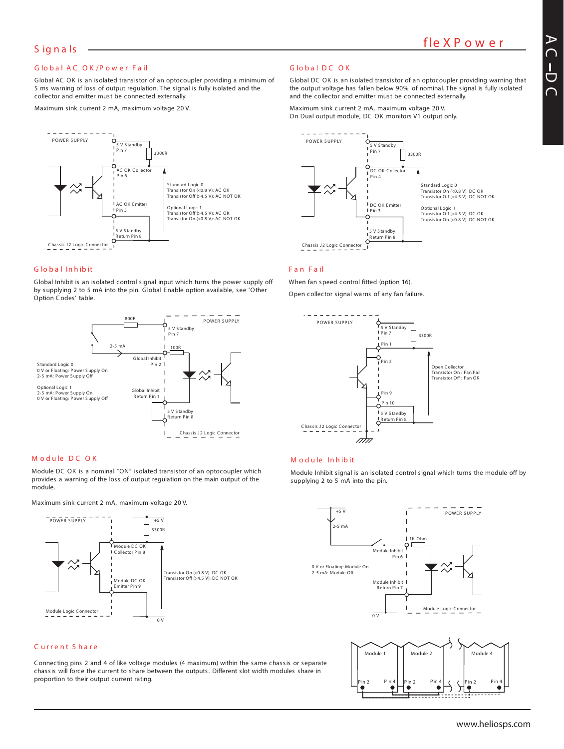# Signals

## Global AC OK/Power Fail

Global AC OK is an isolated transistor of an optocoupler providing a minimum of 5 ms warning of loss of output regulation. The signal is fully isolated and the collector and emitter must be connected externally.

Maximum sink current 2 mA, maximum voltage 20 V.

POWER SUPPLY

5 V Standby Pin 7

3300R

AC OK Collector Pin 6

AC OK Emitter Pin 5

5 V Standby Return Pin 8

Chassis J2 Logic Connector

Standard Logic 0
Transistor On (<0.8 V): AC OK
Transistor Off (>4.5 V): AC NOT OK

Optional Logic 1
Transistor Off (>4.5 V): AC OK
Transistor On (<0.8 V): AC NOT OK

## Global DC OK

Global DC OK is an isolated transistor of an optocoupler providing warning that the output voltage has fallen below 90% of nominal. The signal is fully isolated and the collector and emitter must be connected externally.

Maximum sink current 2 mA, maximum voltage 20 V.
On Dual output module, DC OK monitors V1 output only.

POWER SUPPLY

5 V Standby Pin 7

3300R

DC OK Collector Pin 4

DC OK Emitter Pin 3

5 V Standby Return Pin 8

Chassis J2 Logic Connector

Standard Logic 0
Transistor On (<0.8 V): DC OK
Transistor Off (>4.5 V): DC NOT OK

Optional Logic 1
Transistor Off (>4.5 V): DC OK
Transistor On (<0.8 V): DC NOT OK

## Global Inhibit

Global Inhibit is an isolated control signal input which turns the power supply off by supplying 2 to 5 mA into the pin. Global Enable option available, see 'Other Option Codes' table.

800R

2-5 mA

POWER SUPPLY

5 V Standby Pin 7

100R

Global Inhibit Pin 2

Global Inhibit Return Pin 1

5 V Standby Return Pin 8

Chassis J2 Logic Connector

Standard Logic 0
0 V or Floating: Power Supply On
2-5 mA: Power Supply Off

Optional Logic 1
2-5 mA: Power Supply On
0 V or Floating: Power Supply Off

## Fan Fail

When fan speed control fitted (option 16).

Open collector signal warns of any fan failure.

POWER SUPPLY

5 V Standby Pin 7

3300R

Pin 1

Pin 2

Pin 9

Pin 10

5 V Standby Return Pin 8

Chassis J2 Logic Connector

Open Collector
Transistor On : Fan Fail
Transistor Off : Fan OK

## Module DC OK

Module DC OK is a nominal "ON" isolated transistor of an optocoupler which provides a warning of the loss of output regulation on the main output of the module.

Maximum sink current 2 mA, maximum voltage 20 V.

POWER SUPPLY

+5 V

3300R

Module DC OK Collector Pin 8

Module DC OK Emitter Pin 9

Module Logic Connector

0 V

Transistor On (<0.8 V): DC OK
Transistor Off (>4.5 V): DC NOT OK

## Module Inhibit

Module Inhibit signal is an isolated control signal which turns the module off by supplying 2 to 5 mA into the pin.

+5 V

2-5 mA

POWER SUPPLY

1K Ohm

Module Inhibit Pin 6

Module Inhibit Return Pin 7

Module Logic Connector

0 V

0 V or Floating: Module On
2-5 mA: Module Off

## Current Share

Connecting pins 2 and 4 of like voltage modules (4 maximum) within the same chassis or separate chassis will force the current to share between the outputs. Different slot width modules share in proportion to their output current rating.

Module 1 — Pin 2, Pin 4
Module 2 — Pin 2, Pin 4
Module 4 — Pin 2, Pin 4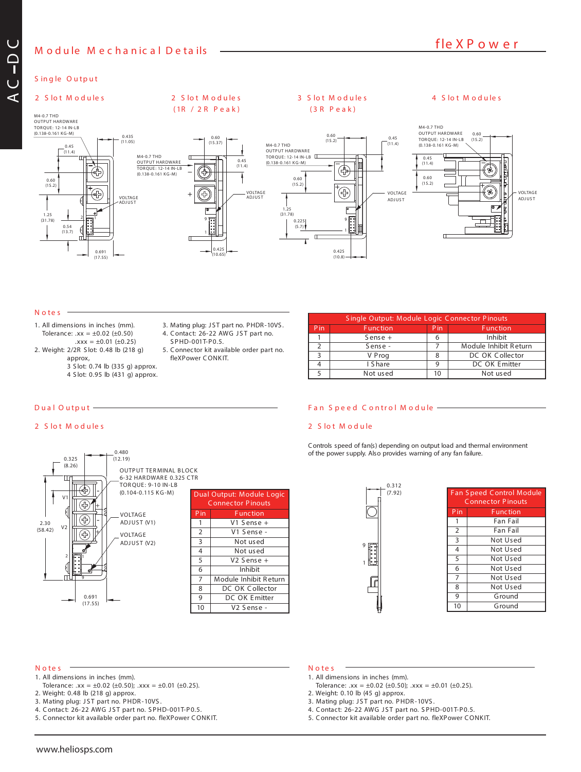# Module Mechanical Details

## Single Output

### 2 Slot Modules

M4-0.7 THD
OUTPUT HARDWARE
TORQUE: 12-14 IN-LB
(0.138-0.161 KG-M)

0.435 (11.05)
0.45 (11.4)
0.60 (15.2)
1.25 (31.78)
0.54 (13.7)
0.691 (17.55)
VOLTAGE ADJUST

### 2 Slot Modules (1R / 2R Peak)

M4-0.7 THD
OUTPUT HARDWARE
TORQUE: 12-14 IN-LB
(0.138-0.161 KG-M)

0.60 (15.37)
0.45 (11.4)
0.425 (10.65)
VOLTAGE ADJUST

### 3 Slot Modules (3R Peak)

M4-0.7 THD
OUTPUT HARDWARE
TORQUE: 12-14 IN-LB
(0.138-0.161 KG-M)

0.60 (15.2)
0.45 (11.4)
0.60 (15.2)
1.25 (31.78)
0.225 (5.7)
0.425 (10.8)
VOLTAGE ADJUST

### 4 Slot Modules

M4-0.7 THD
OUTPUT HARDWARE
TORQUE: 12-14 IN-LB
(0.138-0.161 KG-M)

0.60 (15.2)
0.45 (11.4)
0.60 (15.2)
VOLTAGE ADJUST

### Notes

1. All dimensions in inches (mm).
   Tolerance: .xx = ±0.02 (±0.50)
   .xxx = ±0.01 (±0.25)
2. Weight: 2/2R Slot: 0.48 lb (218 g) approx,
   3 Slot: 0.74 lb (335 g) approx.
   4 Slot: 0.95 lb (431 g) approx.
3. Mating plug: JST part no. PHDR-10VS.
4. Contact: 26-22 AWG JST part no. SPHD-001T-P0.5.
5. Connector kit available order part no. fleXPower CONKIT.

| Single Output: Module Logic Connector Pinouts | | | |
|---|---|---|---|
| Pin | Function | Pin | Function |
| 1 | Sense + | 6 | Inhibit |
| 2 | Sense - | 7 | Module Inhibit Return |
| 3 | V Prog | 8 | DC OK Collector |
| 4 | I Share | 9 | DC OK Emitter |
| 5 | Not used | 10 | Not used |

## Dual Output

### 2 Slot Modules

0.325 (8.26)
0.480 (12.19)
2.30 (58.42)
0.691 (17.55)

OUTPUT TERMINAL BLOCK
6-32 HARDWARE 0.325 CTR
TORQUE: 9-10 IN-LB
(0.104-0.115 KG-M)

VOLTAGE ADJUST (V1)
VOLTAGE ADJUST (V2)

| Dual Output: Module Logic Connector Pinouts | |
|---|---|
| Pin | Function |
| 1 | V1 Sense + |
| 2 | V1 Sense - |
| 3 | Not used |
| 4 | Not used |
| 5 | V2 Sense + |
| 6 | Inhibit |
| 7 | Module Inhibit Return |
| 8 | DC OK Collector |
| 9 | DC OK Emitter |
| 10 | V2 Sense - |

### Notes

1. All dimensions in inches (mm).
   Tolerance: .xx = ±0.02 (±0.50); .xxx = ±0.01 (±0.25).
2. Weight: 0.48 lb (218 g) approx.
3. Mating plug: JST part no. PHDR-10VS.
4. Contact: 26-22 AWG JST part no. SPHD-001T-P0.5.
5. Connector kit available order part no. fleXPower CONKIT.

## Fan Speed Control Module

### 2 Slot Module

Controls speed of fan(s) depending on output load and thermal environment of the power supply. Also provides warning of any fan failure.

0.312 (7.92)

| Fan Speed Control Module Connector Pinouts | |
|---|---|
| Pin | Function |
| 1 | Fan Fail |
| 2 | Fan Fail |
| 3 | Not Used |
| 4 | Not Used |
| 5 | Not Used |
| 6 | Not Used |
| 7 | Not Used |
| 8 | Not Used |
| 9 | Ground |
| 10 | Ground |

### Notes

1. All dimensions in inches (mm).
   Tolerance: .xx = ±0.02 (±0.50); .xxx = ±0.01 (±0.25).
2. Weight: 0.10 lb (45 g) approx.
3. Mating plug: JST part no. PHDR-10VS.
4. Contact: 26-22 AWG JST part no. SPHD-001T-P0.5.
5. Connector kit available order part no. fleXPower CONKIT.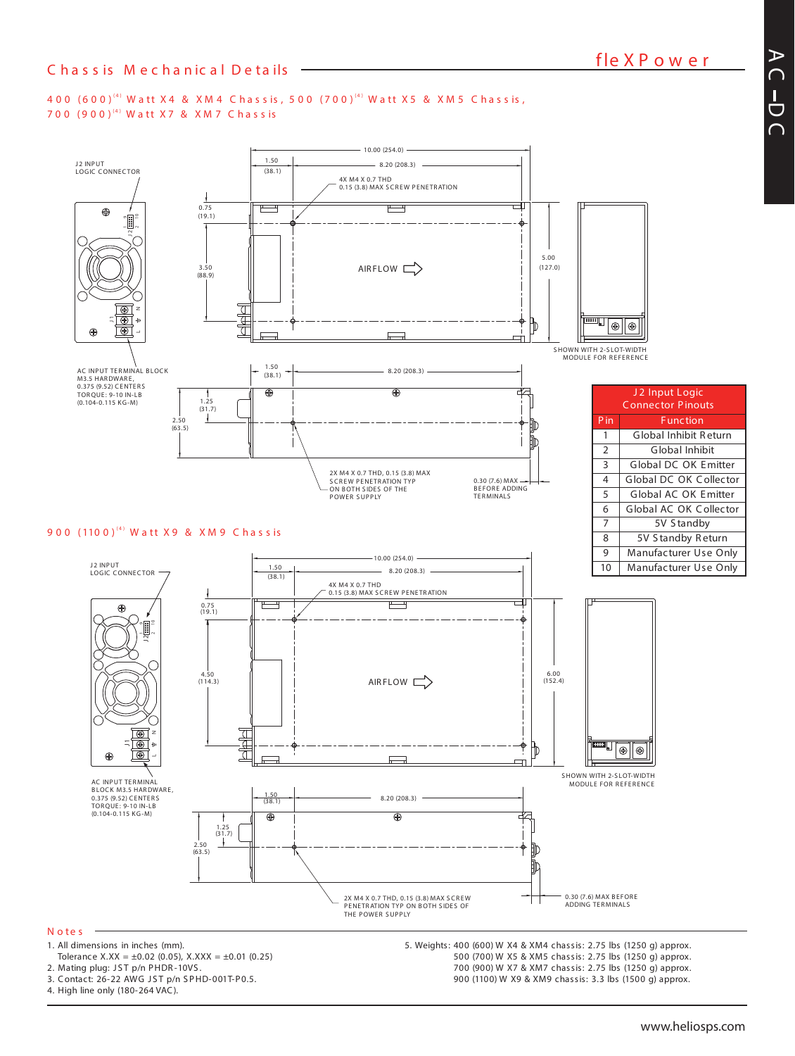## Chassis Mechanical Details

### 400 (600)[4] Watt X4 & XM4 Chassis, 500 (700)[4] Watt X5 & XM5 Chassis, 700 (900)[4] Watt X7 & XM7 Chassis

J2 INPUT LOGIC CONNECTOR

AC INPUT TERMINAL BLOCK M3.5 HARDWARE, 0.375 (9.52) CENTERS TORQUE: 9-10 IN-LB (0.104-0.115 KG-M)

10.00 (254.0)
1.50 (38.1)
8.20 (208.3)
4X M4 X 0.7 THD 0.15 (3.8) MAX SCREW PENETRATION
0.75 (19.1)
3.50 (88.9)
AIRFLOW
5.00 (127.0)

SHOWN WITH 2-SLOT-WIDTH MODULE FOR REFERENCE

1.50 (38.1)
8.20 (208.3)
1.25 (31.7)
2.50 (63.5)

2X M4 X 0.7 THD, 0.15 (3.8) MAX SCREW PENETRATION TYP ON BOTH SIDES OF THE POWER SUPPLY

0.30 (7.6) MAX BEFORE ADDING TERMINALS

| J2 Input Logic Connector Pinouts | |
|---|---|
| **Pin** | **Function** |
| 1 | Global Inhibit Return |
| 2 | Global Inhibit |
| 3 | Global DC OK Emitter |
| 4 | Global DC OK Collector |
| 5 | Global AC OK Emitter |
| 6 | Global AC OK Collector |
| 7 | 5V Standby |
| 8 | 5V Standby Return |
| 9 | Manufacturer Use Only |
| 10 | Manufacturer Use Only |

### 900 (1100)[4] Watt X9 & XM9 Chassis

J2 INPUT LOGIC CONNECTOR

AC INPUT TERMINAL BLOCK M3.5 HARDWARE, 0.375 (9.52) CENTERS TORQUE: 9-10 IN-LB (0.104-0.115 KG-M)

10.00 (254.0)
1.50 (38.1)
8.20 (208.3)
4X M4 X 0.7 THD 0.15 (3.8) MAX SCREW PENETRATION
0.75 (19.1)
4.50 (114.3)
AIRFLOW
6.00 (152.4)

SHOWN WITH 2-SLOT-WIDTH MODULE FOR REFERENCE

1.50 (38.1)
8.20 (208.3)
1.25 (31.7)
2.50 (63.5)

2X M4 X 0.7 THD, 0.15 (3.8) MAX SCREW PENETRATION TYP ON BOTH SIDES OF THE POWER SUPPLY

0.30 (7.6) MAX BEFORE ADDING TERMINALS

### Notes

1. All dimensions in inches (mm).
   Tolerance X.XX = ±0.02 (0.05), X.XXX = ±0.01 (0.25)
2. Mating plug: JST p/n PHDR-10VS.
3. Contact: 26-22 AWG JST p/n SPHD-001T-P0.5.
4. High line only (180-264 VAC).
5. Weights: 400 (600) W X4 & XM4 chassis: 2.75 lbs (1250 g) approx.
   500 (700) W X5 & XM5 chassis: 2.75 lbs (1250 g) approx.
   700 (900) W X7 & XM7 chassis: 2.75 lbs (1250 g) approx.
   900 (1100) W X9 & XM9 chassis: 3.3 lbs (1500 g) approx.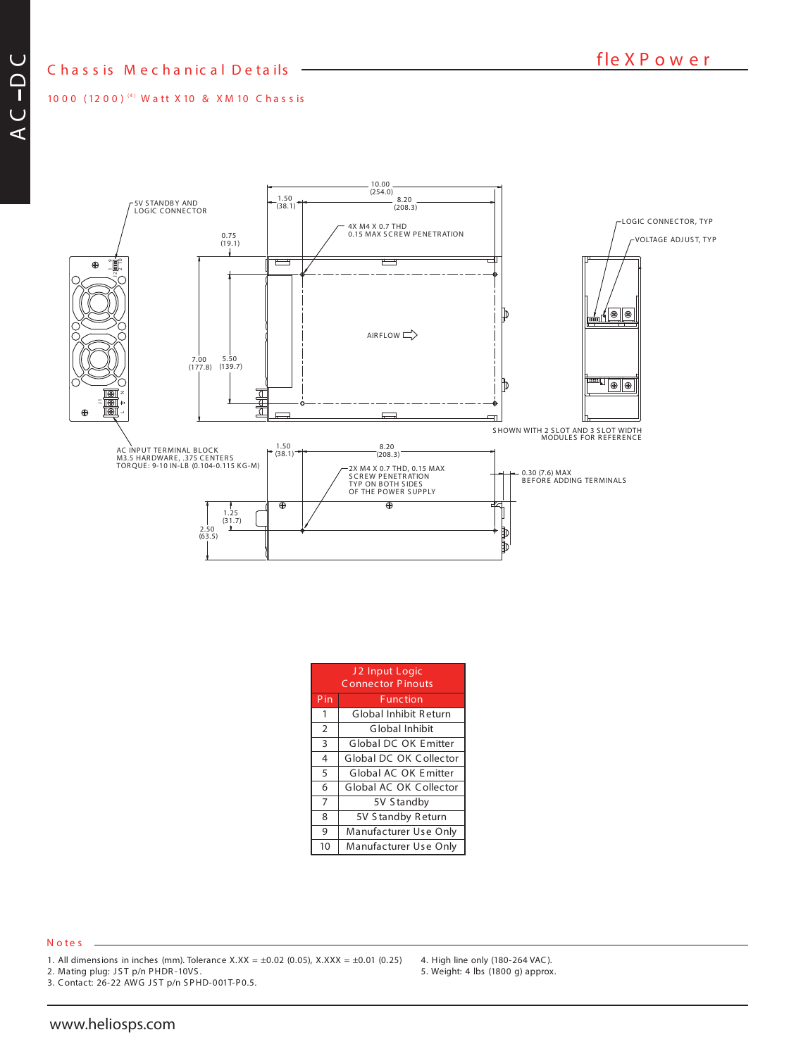## Chassis Mechanical Details

### 1000 (1200) [4] Watt X10 & XM10 Chassis

5V STANDBY AND LOGIC CONNECTOR

10.00 (254.0)

1.50 (38.1)

8.20 (208.3)

4X M4 X 0.7 THD 0.15 MAX SCREW PENETRATION

0.75 (19.1)

LOGIC CONNECTOR, TYP

VOLTAGE ADJUST, TYP

AIRFLOW

7.00 (177.8)

5.50 (139.7)

SHOWN WITH 2 SLOT AND 3 SLOT WIDTH MODULES FOR REFERENCE

AC INPUT TERMINAL BLOCK M3.5 HARDWARE, .375 CENTERS TORQUE: 9-10 IN-LB (0.104-0.115 KG-M)

1.50 (38.1)

8.20 (208.3)

2X M4 X 0.7 THD, 0.15 MAX SCREW PENETRATION TYP ON BOTH SIDES OF THE POWER SUPPLY

0.30 (7.6) MAX BEFORE ADDING TERMINALS

1.25 (31.7)

2.50 (63.5)

| J2 Input Logic Connector Pinouts | |
|---|---|
| Pin | Function |
| 1 | Global Inhibit Return |
| 2 | Global Inhibit |
| 3 | Global DC OK Emitter |
| 4 | Global DC OK Collector |
| 5 | Global AC OK Emitter |
| 6 | Global AC OK Collector |
| 7 | 5V Standby |
| 8 | 5V Standby Return |
| 9 | Manufacturer Use Only |
| 10 | Manufacturer Use Only |

### Notes

1. All dimensions in inches (mm). Tolerance X.XX = ±0.02 (0.05), X.XXX = ±0.01 (0.25)
2. Mating plug: JST p/n PHDR-10VS.
3. Contact: 26-22 AWG JST p/n SPHD-001T-P0.5.
4. High line only (180-264 VAC).
5. Weight: 4 lbs (1800 g) approx.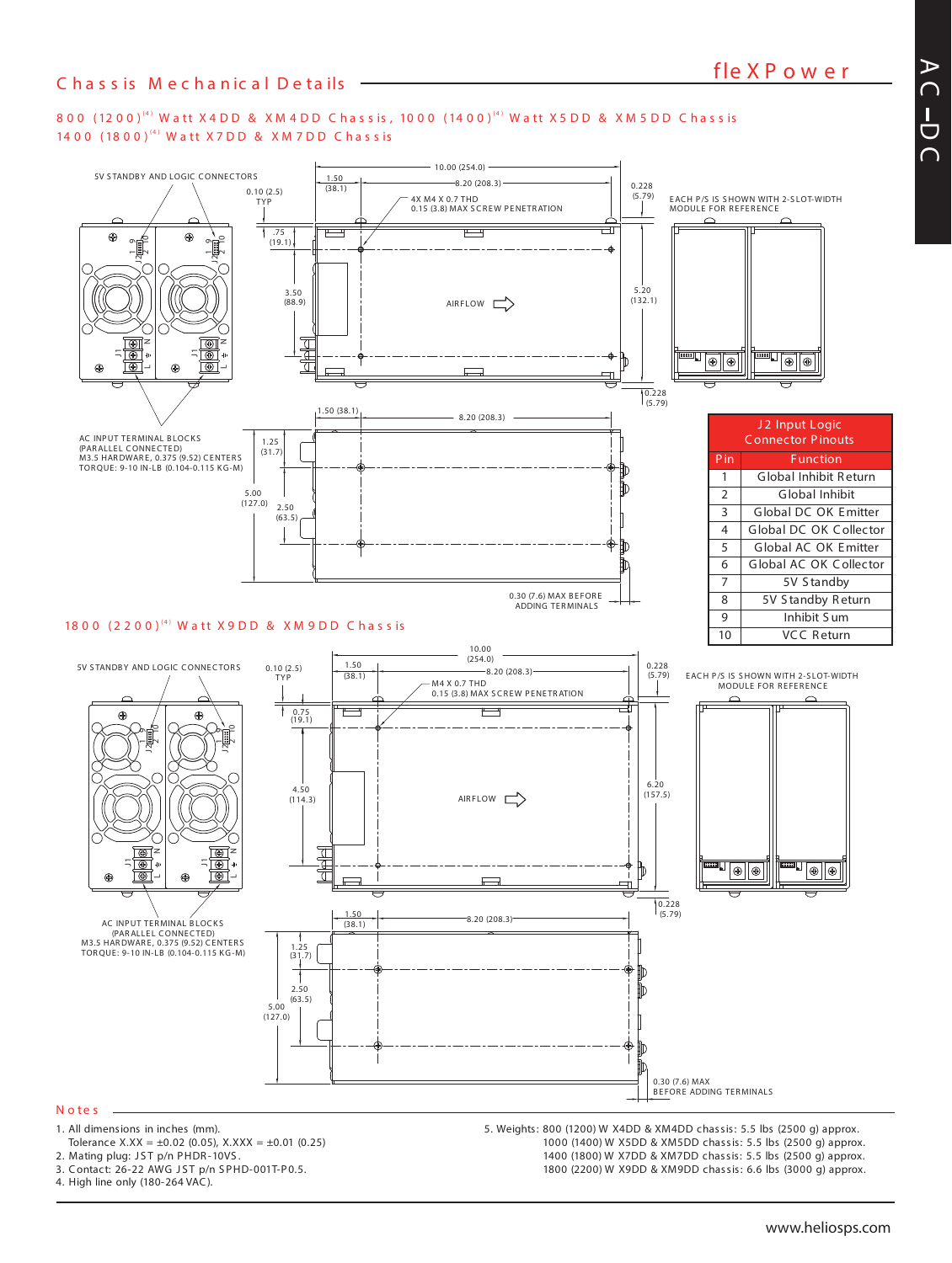## Chassis Mechanical Details

### 800 (1200)[4] Watt X4DD & XM4DD Chassis, 1000 (1400)[4] Watt X5DD & XM5DD Chassis, 1400 (1800)[4] Watt X7DD & XM7DD Chassis

5V STANDBY AND LOGIC CONNECTORS

0.10 (2.5) TYP

1.50 (38.1)

10.00 (254.0)

8.20 (208.3)

4X M4 X 0.7 THD
0.15 (3.8) MAX SCREW PENETRATION

0.228 (5.79)

EACH P/S IS SHOWN WITH 2-SLOT-WIDTH MODULE FOR REFERENCE

.75 (19.1)

3.50 (88.9)

AIRFLOW

5.20 (132.1)

0.228 (5.79)

1.50 (38.1)

8.20 (208.3)

AC INPUT TERMINAL BLOCKS
(PARALLEL CONNECTED)
M3.5 HARDWARE, 0.375 (9.52) CENTERS
TORQUE: 9-10 IN-LB (0.104-0.115 KG-M)

1.25 (31.7)

5.00 (127.0)

2.50 (63.5)

0.30 (7.6) MAX BEFORE ADDING TERMINALS

| J2 Input Logic Connector Pinouts | |
|---|---|
| Pin | Function |
| 1 | Global Inhibit Return |
| 2 | Global Inhibit |
| 3 | Global DC OK Emitter |
| 4 | Global DC OK Collector |
| 5 | Global AC OK Emitter |
| 6 | Global AC OK Collector |
| 7 | 5V Standby |
| 8 | 5V Standby Return |
| 9 | Inhibit Sum |
| 10 | VCC Return |

### 1800 (2200)[4] Watt X9DD & XM9DD Chassis

5V STANDBY AND LOGIC CONNECTORS

0.10 (2.5) TYP

1.50 (38.1)

10.00 (254.0)

8.20 (208.3)

M4 X 0.7 THD
0.15 (3.8) MAX SCREW PENETRATION

0.228 (5.79)

EACH P/S IS SHOWN WITH 2-SLOT-WIDTH MODULE FOR REFERENCE

0.75 (19.1)

4.50 (114.3)

AIRFLOW

6.20 (157.5)

0.228 (5.79)

AC INPUT TERMINAL BLOCKS
(PARALLEL CONNECTED)
M3.5 HARDWARE, 0.375 (9.52) CENTERS
TORQUE: 9-10 IN-LB (0.104-0.115 KG-M)

1.50 (38.1)

8.20 (208.3)

1.25 (31.7)

2.50 (63.5)

5.00 (127.0)

0.30 (7.6) MAX BEFORE ADDING TERMINALS

## Notes

1. All dimensions in inches (mm).
   Tolerance X.XX = ±0.02 (0.05), X.XXX = ±0.01 (0.25)
2. Mating plug: JST p/n PHDR-10VS.
3. Contact: 26-22 AWG JST p/n SPHD-001T-P0.5.
4. High line only (180-264 VAC).
5. Weights: 800 (1200) W X4DD & XM4DD chassis: 5.5 lbs (2500 g) approx.
   1000 (1400) W X5DD & XM5DD chassis: 5.5 lbs (2500 g) approx.
   1400 (1800) W X7DD & XM7DD chassis: 5.5 lbs (2500 g) approx.
   1800 (2200) W X9DD & XM9DD chassis: 6.6 lbs (3000 g) approx.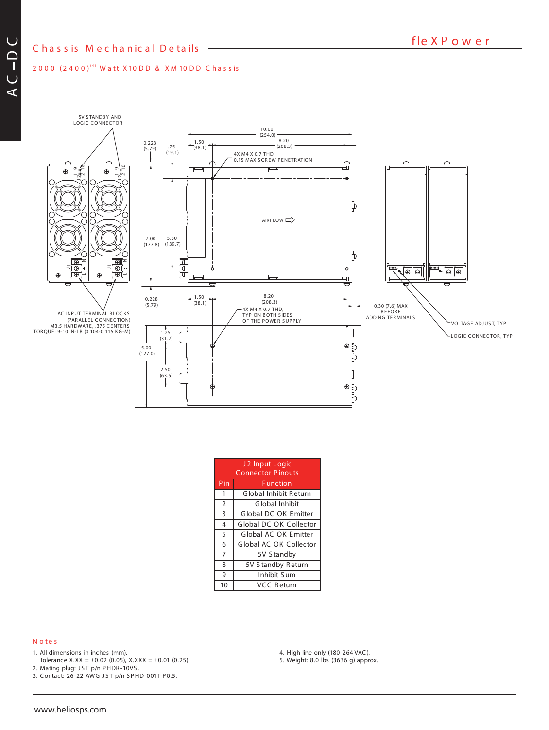## Chassis Mechanical Details

### 2000 (2400)[4] Watt X10DD & XM10DD Chassis

5V STANDBY AND LOGIC CONNECTOR

AC INPUT TERMINAL BLOCKS (PARALLEL CONNECTION) M3.5 HARDWARE, .375 CENTERS TORQUE: 9-10 IN-LB (0.104-0.115 KG-M)

10.00 (254.0)

8.20 (208.3)

1.50 (38.1)

0.228 (5.79)

.75 (19.1)

4X M4 X 0.7 THD 0.15 MAX SCREW PENETRATION

AIRFLOW

7.00 (177.8)

5.50 (139.7)

4X M4 X 0.7 THD, TYP ON BOTH SIDES OF THE POWER SUPPLY

0.30 (7.6) MAX BEFORE ADDING TERMINALS

1.25 (31.7)

5.00 (127.0)

2.50 (63.5)

VOLTAGE ADJUST, TYP

LOGIC CONNECTOR, TYP

| J2 Input Logic Connector Pinouts | |
|---|---|
| Pin | Function |
| 1 | Global Inhibit Return |
| 2 | Global Inhibit |
| 3 | Global DC OK Emitter |
| 4 | Global DC OK Collector |
| 5 | Global AC OK Emitter |
| 6 | Global AC OK Collector |
| 7 | 5V Standby |
| 8 | 5V Standby Return |
| 9 | Inhibit Sum |
| 10 | VCC Return |

### Notes

1. All dimensions in inches (mm).
   Tolerance X.XX = ±0.02 (0.05), X.XXX = ±0.01 (0.25)
2. Mating plug: JST p/n PHDR-10VS.
3. Contact: 26-22 AWG JST p/n SPHD-001T-P0.5.
4. High line only (180-264 VAC).
5. Weight: 8.0 lbs (3636 g) approx.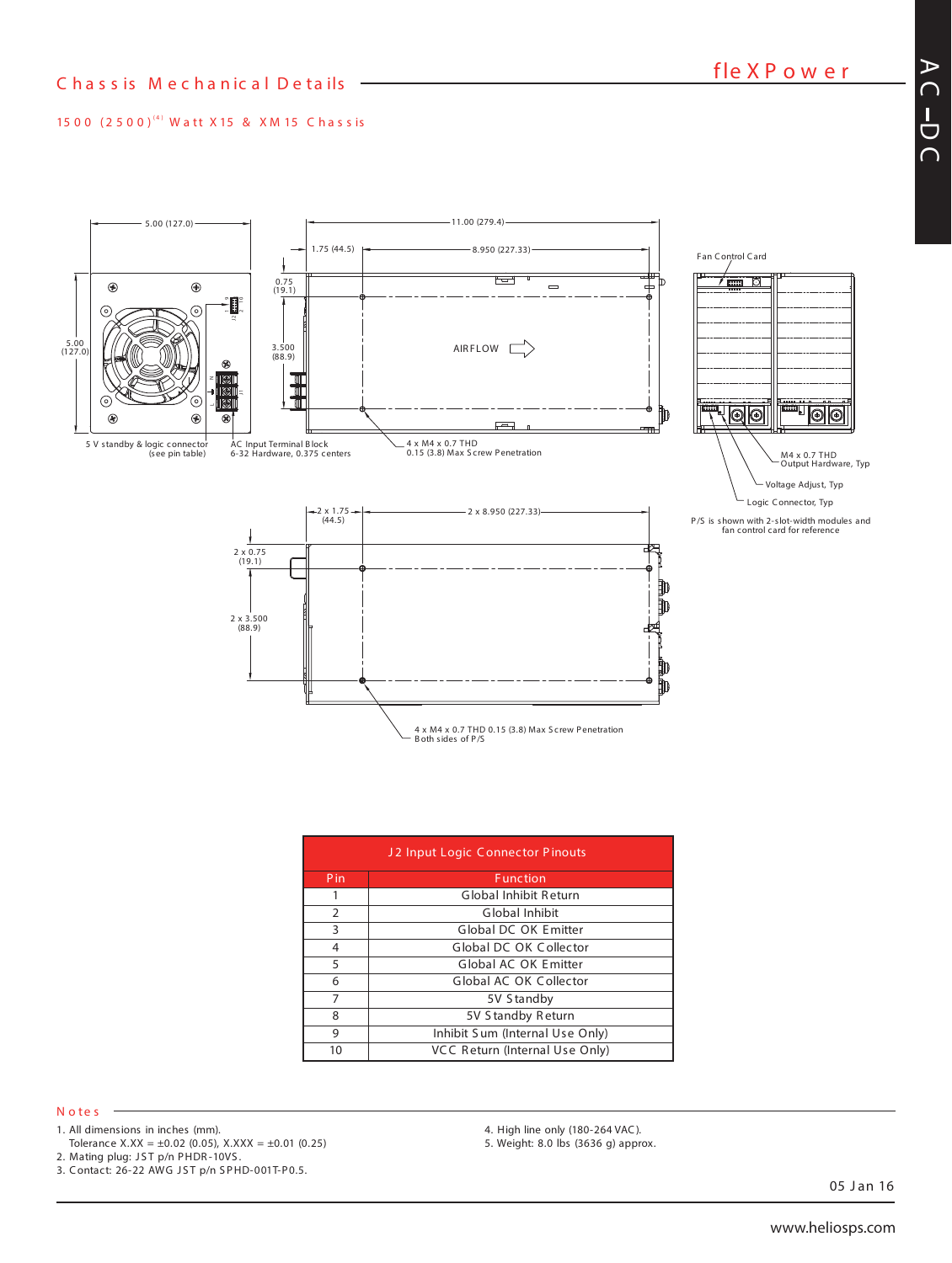## Chassis Mechanical Details

### 1500 (2500)[4] Watt X15 & XM15 Chassis

5.00 (127.0)

5.00 (127.0)

11.00 (279.4)

1.75 (44.5)

8.950 (227.33)

0.75 (19.1)

3.500 (88.9)

AIRFLOW

Fan Control Card

5 V standby & logic connector (see pin table)

AC Input Terminal Block 6-32 Hardware, 0.375 centers

4 x M4 x 0.7 THD 0.15 (3.8) Max Screw Penetration

M4 x 0.7 THD Output Hardware, Typ

Voltage Adjust, Typ

Logic Connector, Typ

P/S is shown with 2-slot-width modules and fan control card for reference

2 x 1.75 (44.5)

2 x 8.950 (227.33)

2 x 0.75 (19.1)

2 x 3.500 (88.9)

4 x M4 x 0.7 THD 0.15 (3.8) Max Screw Penetration Both sides of P/S

| J2 Input Logic Connector Pinouts | |
|---|---|
| **Pin** | **Function** |
| 1 | Global Inhibit Return |
| 2 | Global Inhibit |
| 3 | Global DC OK Emitter |
| 4 | Global DC OK Collector |
| 5 | Global AC OK Emitter |
| 6 | Global AC OK Collector |
| 7 | 5V Standby |
| 8 | 5V Standby Return |
| 9 | Inhibit Sum (Internal Use Only) |
| 10 | VCC Return (Internal Use Only) |

### Notes

1. All dimensions in inches (mm).
   Tolerance X.XX = ±0.02 (0.05), X.XXX = ±0.01 (0.25)
2. Mating plug: JST p/n PHDR-10VS.
3. Contact: 26-22 AWG JST p/n SPHD-001T-P0.5.
4. High line only (180-264 VAC).
5. Weight: 8.0 lbs (3636 g) approx.

05 Jan 16